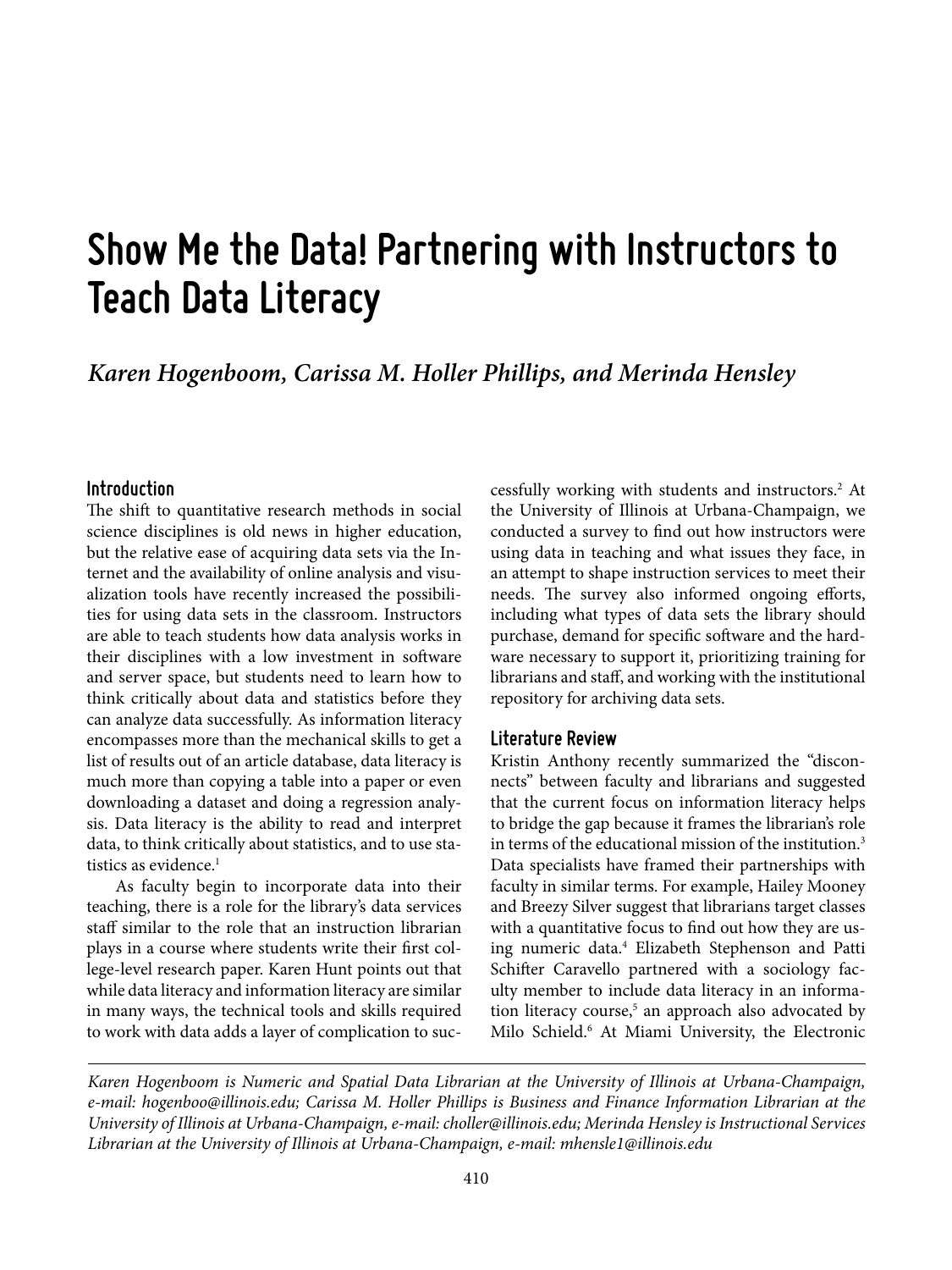# Show Me the Data! Partnering with Instructors to Teach Data Literacy

*Karen Hogenboom, Carissa M. Holler Phillips, and Merinda Hensley*

## Introduction

The shift to quantitative research methods in social science disciplines is old news in higher education, but the relative ease of acquiring data sets via the Internet and the availability of online analysis and visualization tools have recently increased the possibilities for using data sets in the classroom. Instructors are able to teach students how data analysis works in their disciplines with a low investment in software and server space, but students need to learn how to think critically about data and statistics before they can analyze data successfully. As information literacy encompasses more than the mechanical skills to get a list of results out of an article database, data literacy is much more than copying a table into a paper or even downloading a dataset and doing a regression analysis. Data literacy is the ability to read and interpret data, to think critically about statistics, and to use statistics as evidence.[1]

As faculty begin to incorporate data into their teaching, there is a role for the library's data services staff similar to the role that an instruction librarian plays in a course where students write their first college-level research paper. Karen Hunt points out that while data literacy and information literacy are similar in many ways, the technical tools and skills required to work with data adds a layer of complication to successfully working with students and instructors.[2] At the University of Illinois at Urbana-Champaign, we conducted a survey to find out how instructors were using data in teaching and what issues they face, in an attempt to shape instruction services to meet their needs. The survey also informed ongoing efforts, including what types of data sets the library should purchase, demand for specific software and the hardware necessary to support it, prioritizing training for librarians and staff, and working with the institutional repository for archiving data sets.

## Literature Review

Kristin Anthony recently summarized the "disconnects" between faculty and librarians and suggested that the current focus on information literacy helps to bridge the gap because it frames the librarian's role in terms of the educational mission of the institution.[3] Data specialists have framed their partnerships with faculty in similar terms. For example, Hailey Mooney and Breezy Silver suggest that librarians target classes with a quantitative focus to find out how they are using numeric data.[4] Elizabeth Stephenson and Patti Schifter Caravello partnered with a sociology faculty member to include data literacy in an information literacy course,[5] an approach also advocated by Milo Schield.[6] At Miami University, the Electronic

*Karen Hogenboom is Numeric and Spatial Data Librarian at the University of Illinois at Urbana-Champaign, e-mail: hogenboo@illinois.edu; Carissa M. Holler Phillips is Business and Finance Information Librarian at the University of Illinois at Urbana-Champaign, e-mail: choller@illinois.edu; Merinda Hensley is Instructional Services Librarian at the University of Illinois at Urbana-Champaign, e-mail: mhensle1@illinois.edu*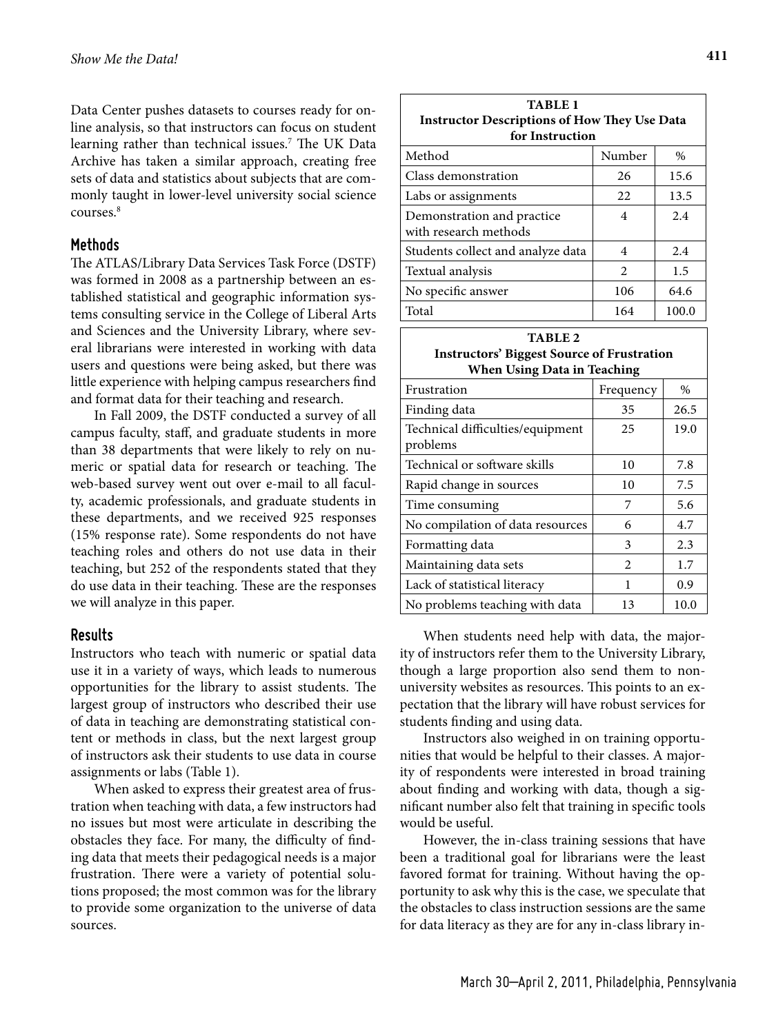Data Center pushes datasets to courses ready for online analysis, so that instructors can focus on student learning rather than technical issues.[7] The UK Data Archive has taken a similar approach, creating free sets of data and statistics about subjects that are commonly taught in lower-level university social science courses.[8]

## Methods

The ATLAS/Library Data Services Task Force (DSTF) was formed in 2008 as a partnership between an established statistical and geographic information systems consulting service in the College of Liberal Arts and Sciences and the University Library, where several librarians were interested in working with data users and questions were being asked, but there was little experience with helping campus researchers find and format data for their teaching and research.

In Fall 2009, the DSTF conducted a survey of all campus faculty, staff, and graduate students in more than 38 departments that were likely to rely on numeric or spatial data for research or teaching. The web-based survey went out over e-mail to all faculty, academic professionals, and graduate students in these departments, and we received 925 responses (15% response rate). Some respondents do not have teaching roles and others do not use data in their teaching, but 252 of the respondents stated that they do use data in their teaching. These are the responses we will analyze in this paper.

## Results

Instructors who teach with numeric or spatial data use it in a variety of ways, which leads to numerous opportunities for the library to assist students. The largest group of instructors who described their use of data in teaching are demonstrating statistical content or methods in class, but the next largest group of instructors ask their students to use data in course assignments or labs (Table 1).

When asked to express their greatest area of frustration when teaching with data, a few instructors had no issues but most were articulate in describing the obstacles they face. For many, the difficulty of finding data that meets their pedagogical needs is a major frustration. There were a variety of potential solutions proposed; the most common was for the library to provide some organization to the universe of data sources.

**TABLE 1**
**Instructor Descriptions of How They Use Data for Instruction**

| Method | Number | % |
|---|---|---|
| Class demonstration | 26 | 15.6 |
| Labs or assignments | 22 | 13.5 |
| Demonstration and practice with research methods | 4 | 2.4 |
| Students collect and analyze data | 4 | 2.4 |
| Textual analysis | 2 | 1.5 |
| No specific answer | 106 | 64.6 |
| Total | 164 | 100.0 |

**TABLE 2**
**Instructors' Biggest Source of Frustration When Using Data in Teaching**

| Frustration | Frequency | % |
|---|---|---|
| Finding data | 35 | 26.5 |
| Technical difficulties/equipment problems | 25 | 19.0 |
| Technical or software skills | 10 | 7.8 |
| Rapid change in sources | 10 | 7.5 |
| Time consuming | 7 | 5.6 |
| No compilation of data resources | 6 | 4.7 |
| Formatting data | 3 | 2.3 |
| Maintaining data sets | 2 | 1.7 |
| Lack of statistical literacy | 1 | 0.9 |
| No problems teaching with data | 13 | 10.0 |

When students need help with data, the majority of instructors refer them to the University Library, though a large proportion also send them to non-university websites as resources. This points to an expectation that the library will have robust services for students finding and using data.

Instructors also weighed in on training opportunities that would be helpful to their classes. A majority of respondents were interested in broad training about finding and working with data, though a significant number also felt that training in specific tools would be useful.

However, the in-class training sessions that have been a traditional goal for librarians were the least favored format for training. Without having the opportunity to ask why this is the case, we speculate that the obstacles to class instruction sessions are the same for data literacy as they are for any in-class library in-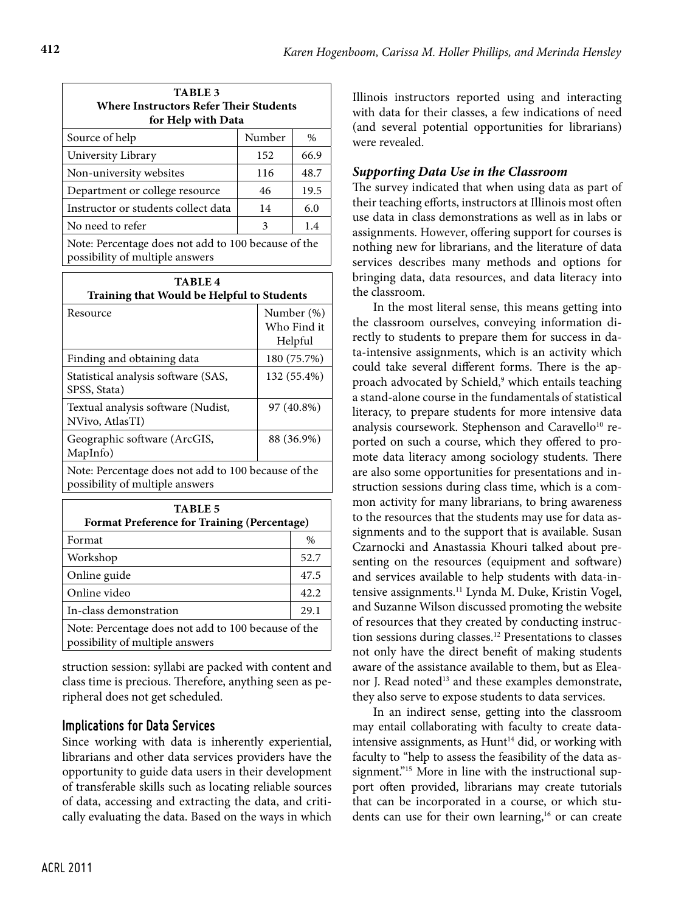| TABLE 3<br>Where Instructors Refer Their Students for Help with Data | | |
|---|---|---|
| Source of help | Number | % |
| University Library | 152 | 66.9 |
| Non-university websites | 116 | 48.7 |
| Department or college resource | 46 | 19.5 |
| Instructor or students collect data | 14 | 6.0 |
| No need to refer | 3 | 1.4 |
| Note: Percentage does not add to 100 because of the possibility of multiple answers | | |

| TABLE 4<br>Training that Would be Helpful to Students | |
|---|---|
| Resource | Number (%) Who Find it Helpful |
| Finding and obtaining data | 180 (75.7%) |
| Statistical analysis software (SAS, SPSS, Stata) | 132 (55.4%) |
| Textual analysis software (Nudist, NVivo, AtlasTI) | 97 (40.8%) |
| Geographic software (ArcGIS, MapInfo) | 88 (36.9%) |
| Note: Percentage does not add to 100 because of the possibility of multiple answers | |

| TABLE 5<br>Format Preference for Training (Percentage) | |
|---|---|
| Format | % |
| Workshop | 52.7 |
| Online guide | 47.5 |
| Online video | 42.2 |
| In-class demonstration | 29.1 |
| Note: Percentage does not add to 100 because of the possibility of multiple answers | |

struction session: syllabi are packed with content and class time is precious. Therefore, anything seen as peripheral does not get scheduled.

## Implications for Data Services

Since working with data is inherently experiential, librarians and other data services providers have the opportunity to guide data users in their development of transferable skills such as locating reliable sources of data, accessing and extracting the data, and critically evaluating the data. Based on the ways in which Illinois instructors reported using and interacting with data for their classes, a few indications of need (and several potential opportunities for librarians) were revealed.

### *Supporting Data Use in the Classroom*

The survey indicated that when using data as part of their teaching efforts, instructors at Illinois most often use data in class demonstrations as well as in labs or assignments. However, offering support for courses is nothing new for librarians, and the literature of data services describes many methods and options for bringing data, data resources, and data literacy into the classroom.

In the most literal sense, this means getting into the classroom ourselves, conveying information directly to students to prepare them for success in data-intensive assignments, which is an activity which could take several different forms. There is the approach advocated by Schield,[9] which entails teaching a stand-alone course in the fundamentals of statistical literacy, to prepare students for more intensive data analysis coursework. Stephenson and Caravello[10] reported on such a course, which they offered to promote data literacy among sociology students. There are also some opportunities for presentations and instruction sessions during class time, which is a common activity for many librarians, to bring awareness to the resources that the students may use for data assignments and to the support that is available. Susan Czarnocki and Anastassia Khouri talked about presenting on the resources (equipment and software) and services available to help students with data-intensive assignments.[11] Lynda M. Duke, Kristin Vogel, and Suzanne Wilson discussed promoting the website of resources that they created by conducting instruction sessions during classes.[12] Presentations to classes not only have the direct benefit of making students aware of the assistance available to them, but as Eleanor J. Read noted[13] and these examples demonstrate, they also serve to expose students to data services.

In an indirect sense, getting into the classroom may entail collaborating with faculty to create data-intensive assignments, as Hunt[14] did, or working with faculty to "help to assess the feasibility of the data assignment."[15] More in line with the instructional support often provided, librarians may create tutorials that can be incorporated in a course, or which students can use for their own learning,[16] or can create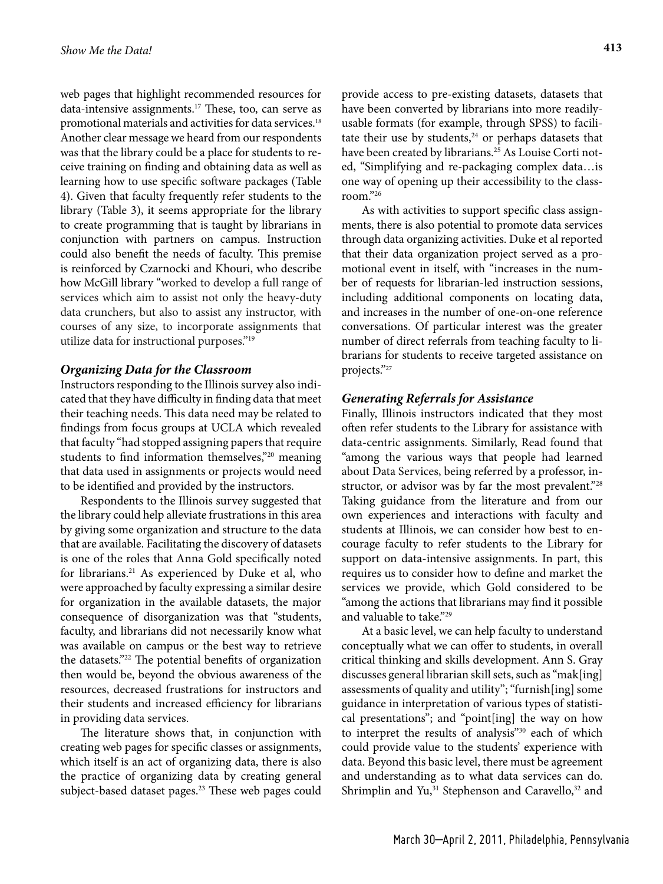web pages that highlight recommended resources for data-intensive assignments.[17] These, too, can serve as promotional materials and activities for data services.[18] Another clear message we heard from our respondents was that the library could be a place for students to receive training on finding and obtaining data as well as learning how to use specific software packages (Table 4). Given that faculty frequently refer students to the library (Table 3), it seems appropriate for the library to create programming that is taught by librarians in conjunction with partners on campus. Instruction could also benefit the needs of faculty. This premise is reinforced by Czarnocki and Khouri, who describe how McGill library "worked to develop a full range of services which aim to assist not only the heavy-duty data crunchers, but also to assist any instructor, with courses of any size, to incorporate assignments that utilize data for instructional purposes."[19]

### *Organizing Data for the Classroom*

Instructors responding to the Illinois survey also indicated that they have difficulty in finding data that meet their teaching needs. This data need may be related to findings from focus groups at UCLA which revealed that faculty "had stopped assigning papers that require students to find information themselves,"[20] meaning that data used in assignments or projects would need to be identified and provided by the instructors.

Respondents to the Illinois survey suggested that the library could help alleviate frustrations in this area by giving some organization and structure to the data that are available. Facilitating the discovery of datasets is one of the roles that Anna Gold specifically noted for librarians.[21] As experienced by Duke et al, who were approached by faculty expressing a similar desire for organization in the available datasets, the major consequence of disorganization was that "students, faculty, and librarians did not necessarily know what was available on campus or the best way to retrieve the datasets."[22] The potential benefits of organization then would be, beyond the obvious awareness of the resources, decreased frustrations for instructors and their students and increased efficiency for librarians in providing data services.

The literature shows that, in conjunction with creating web pages for specific classes or assignments, which itself is an act of organizing data, there is also the practice of organizing data by creating general subject-based dataset pages.[23] These web pages could provide access to pre-existing datasets, datasets that have been converted by librarians into more readily-usable formats (for example, through SPSS) to facilitate their use by students,[24] or perhaps datasets that have been created by librarians.[25] As Louise Corti noted, "Simplifying and re-packaging complex data…is one way of opening up their accessibility to the classroom."[26]

As with activities to support specific class assignments, there is also potential to promote data services through data organizing activities. Duke et al reported that their data organization project served as a promotional event in itself, with "increases in the number of requests for librarian-led instruction sessions, including additional components on locating data, and increases in the number of one-on-one reference conversations. Of particular interest was the greater number of direct referrals from teaching faculty to librarians for students to receive targeted assistance on projects."[27]

### *Generating Referrals for Assistance*

Finally, Illinois instructors indicated that they most often refer students to the Library for assistance with data-centric assignments. Similarly, Read found that "among the various ways that people had learned about Data Services, being referred by a professor, instructor, or advisor was by far the most prevalent."[28] Taking guidance from the literature and from our own experiences and interactions with faculty and students at Illinois, we can consider how best to encourage faculty to refer students to the Library for support on data-intensive assignments. In part, this requires us to consider how to define and market the services we provide, which Gold considered to be "among the actions that librarians may find it possible and valuable to take."[29]

At a basic level, we can help faculty to understand conceptually what we can offer to students, in overall critical thinking and skills development. Ann S. Gray discusses general librarian skill sets, such as "mak[ing] assessments of quality and utility"; "furnish[ing] some guidance in interpretation of various types of statistical presentations"; and "point[ing] the way on how to interpret the results of analysis"[30] each of which could provide value to the students' experience with data. Beyond this basic level, there must be agreement and understanding as to what data services can do. Shrimplin and Yu,[31] Stephenson and Caravello,[32] and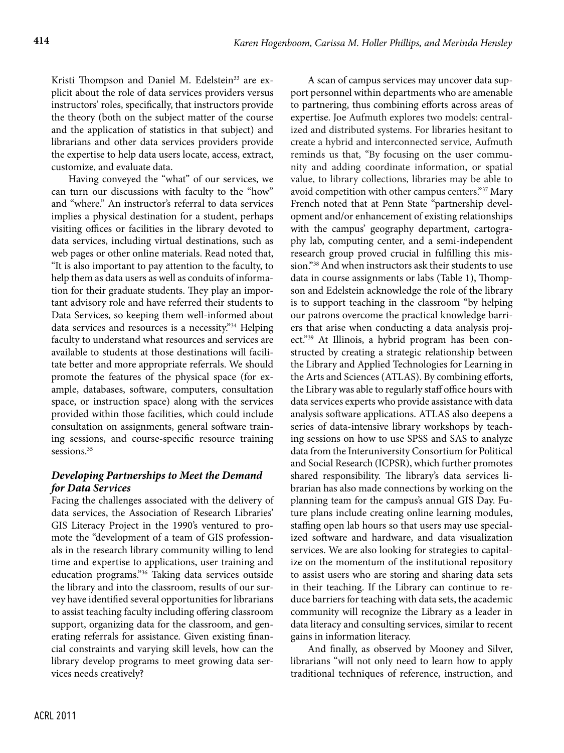Kristi Thompson and Daniel M. Edelstein[33] are explicit about the role of data services providers versus instructors' roles, specifically, that instructors provide the theory (both on the subject matter of the course and the application of statistics in that subject) and librarians and other data services providers provide the expertise to help data users locate, access, extract, customize, and evaluate data.

Having conveyed the "what" of our services, we can turn our discussions with faculty to the "how" and "where." An instructor's referral to data services implies a physical destination for a student, perhaps visiting offices or facilities in the library devoted to data services, including virtual destinations, such as web pages or other online materials. Read noted that, "It is also important to pay attention to the faculty, to help them as data users as well as conduits of information for their graduate students. They play an important advisory role and have referred their students to Data Services, so keeping them well-informed about data services and resources is a necessity."[34] Helping faculty to understand what resources and services are available to students at those destinations will facilitate better and more appropriate referrals. We should promote the features of the physical space (for example, databases, software, computers, consultation space, or instruction space) along with the services provided within those facilities, which could include consultation on assignments, general software training sessions, and course-specific resource training sessions.[35]

### *Developing Partnerships to Meet the Demand for Data Services*

Facing the challenges associated with the delivery of data services, the Association of Research Libraries' GIS Literacy Project in the 1990's ventured to promote the "development of a team of GIS professionals in the research library community willing to lend time and expertise to applications, user training and education programs."[36] Taking data services outside the library and into the classroom, results of our survey have identified several opportunities for librarians to assist teaching faculty including offering classroom support, organizing data for the classroom, and generating referrals for assistance. Given existing financial constraints and varying skill levels, how can the library develop programs to meet growing data services needs creatively?

A scan of campus services may uncover data support personnel within departments who are amenable to partnering, thus combining efforts across areas of expertise. Joe Aufmuth explores two models: centralized and distributed systems. For libraries hesitant to create a hybrid and interconnected service, Aufmuth reminds us that, "By focusing on the user community and adding coordinate information, or spatial value, to library collections, libraries may be able to avoid competition with other campus centers."[37] Mary French noted that at Penn State "partnership development and/or enhancement of existing relationships with the campus' geography department, cartography lab, computing center, and a semi-independent research group proved crucial in fulfilling this mission."[38] And when instructors ask their students to use data in course assignments or labs (Table 1), Thompson and Edelstein acknowledge the role of the library is to support teaching in the classroom "by helping our patrons overcome the practical knowledge barriers that arise when conducting a data analysis project."[39] At Illinois, a hybrid program has been constructed by creating a strategic relationship between the Library and Applied Technologies for Learning in the Arts and Sciences (ATLAS). By combining efforts, the Library was able to regularly staff office hours with data services experts who provide assistance with data analysis software applications. ATLAS also deepens a series of data-intensive library workshops by teaching sessions on how to use SPSS and SAS to analyze data from the Interuniversity Consortium for Political and Social Research (ICPSR), which further promotes shared responsibility. The library's data services librarian has also made connections by working on the planning team for the campus's annual GIS Day. Future plans include creating online learning modules, staffing open lab hours so that users may use specialized software and hardware, and data visualization services. We are also looking for strategies to capitalize on the momentum of the institutional repository to assist users who are storing and sharing data sets in their teaching. If the Library can continue to reduce barriers for teaching with data sets, the academic community will recognize the Library as a leader in data literacy and consulting services, similar to recent gains in information literacy.

And finally, as observed by Mooney and Silver, librarians "will not only need to learn how to apply traditional techniques of reference, instruction, and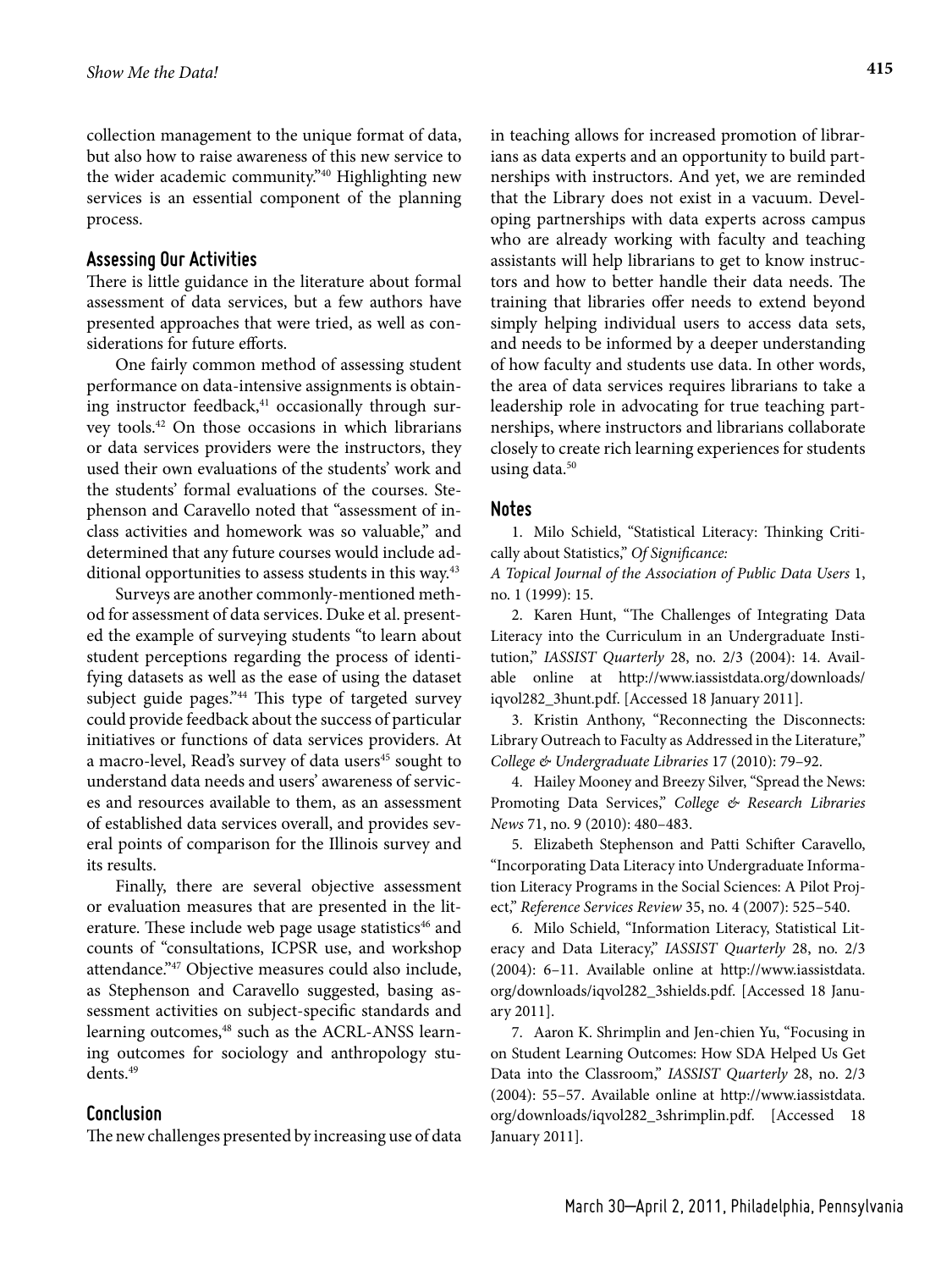collection management to the unique format of data, but also how to raise awareness of this new service to the wider academic community."[40] Highlighting new services is an essential component of the planning process.

## Assessing Our Activities

There is little guidance in the literature about formal assessment of data services, but a few authors have presented approaches that were tried, as well as considerations for future efforts.

One fairly common method of assessing student performance on data-intensive assignments is obtaining instructor feedback,[41] occasionally through survey tools.[42] On those occasions in which librarians or data services providers were the instructors, they used their own evaluations of the students' work and the students' formal evaluations of the courses. Stephenson and Caravello noted that "assessment of in-class activities and homework was so valuable," and determined that any future courses would include additional opportunities to assess students in this way.[43]

Surveys are another commonly-mentioned method for assessment of data services. Duke et al. presented the example of surveying students "to learn about student perceptions regarding the process of identifying datasets as well as the ease of using the dataset subject guide pages."[44] This type of targeted survey could provide feedback about the success of particular initiatives or functions of data services providers. At a macro-level, Read's survey of data users[45] sought to understand data needs and users' awareness of services and resources available to them, as an assessment of established data services overall, and provides several points of comparison for the Illinois survey and its results.

Finally, there are several objective assessment or evaluation measures that are presented in the literature. These include web page usage statistics[46] and counts of "consultations, ICPSR use, and workshop attendance."[47] Objective measures could also include, as Stephenson and Caravello suggested, basing assessment activities on subject-specific standards and learning outcomes,[48] such as the ACRL-ANSS learning outcomes for sociology and anthropology students.[49]

## Conclusion

The new challenges presented by increasing use of data in teaching allows for increased promotion of librarians as data experts and an opportunity to build partnerships with instructors. And yet, we are reminded that the Library does not exist in a vacuum. Developing partnerships with data experts across campus who are already working with faculty and teaching assistants will help librarians to get to know instructors and how to better handle their data needs. The training that libraries offer needs to extend beyond simply helping individual users to access data sets, and needs to be informed by a deeper understanding of how faculty and students use data. In other words, the area of data services requires librarians to take a leadership role in advocating for true teaching partnerships, where instructors and librarians collaborate closely to create rich learning experiences for students using data.[50]

## Notes

1. Milo Schield, "Statistical Literacy: Thinking Critically about Statistics," *Of Significance: A Topical Journal of the Association of Public Data Users* 1, no. 1 (1999): 15.

2. Karen Hunt, "The Challenges of Integrating Data Literacy into the Curriculum in an Undergraduate Institution," *IASSIST Quarterly* 28, no. 2/3 (2004): 14. Available online at http://www.iassistdata.org/downloads/iqvol282_3hunt.pdf. [Accessed 18 January 2011].

3. Kristin Anthony, "Reconnecting the Disconnects: Library Outreach to Faculty as Addressed in the Literature," *College & Undergraduate Libraries* 17 (2010): 79–92.

4. Hailey Mooney and Breezy Silver, "Spread the News: Promoting Data Services," *College & Research Libraries News* 71, no. 9 (2010): 480–483.

5. Elizabeth Stephenson and Patti Schifter Caravello, "Incorporating Data Literacy into Undergraduate Information Literacy Programs in the Social Sciences: A Pilot Project," *Reference Services Review* 35, no. 4 (2007): 525–540.

6. Milo Schield, "Information Literacy, Statistical Literacy and Data Literacy," *IASSIST Quarterly* 28, no. 2/3 (2004): 6–11. Available online at http://www.iassistdata.org/downloads/iqvol282_3shields.pdf. [Accessed 18 January 2011].

7. Aaron K. Shrimplin and Jen-chien Yu, "Focusing in on Student Learning Outcomes: How SDA Helped Us Get Data into the Classroom," *IASSIST Quarterly* 28, no. 2/3 (2004): 55–57. Available online at http://www.iassistdata.org/downloads/iqvol282_3shrimplin.pdf. [Accessed 18 January 2011].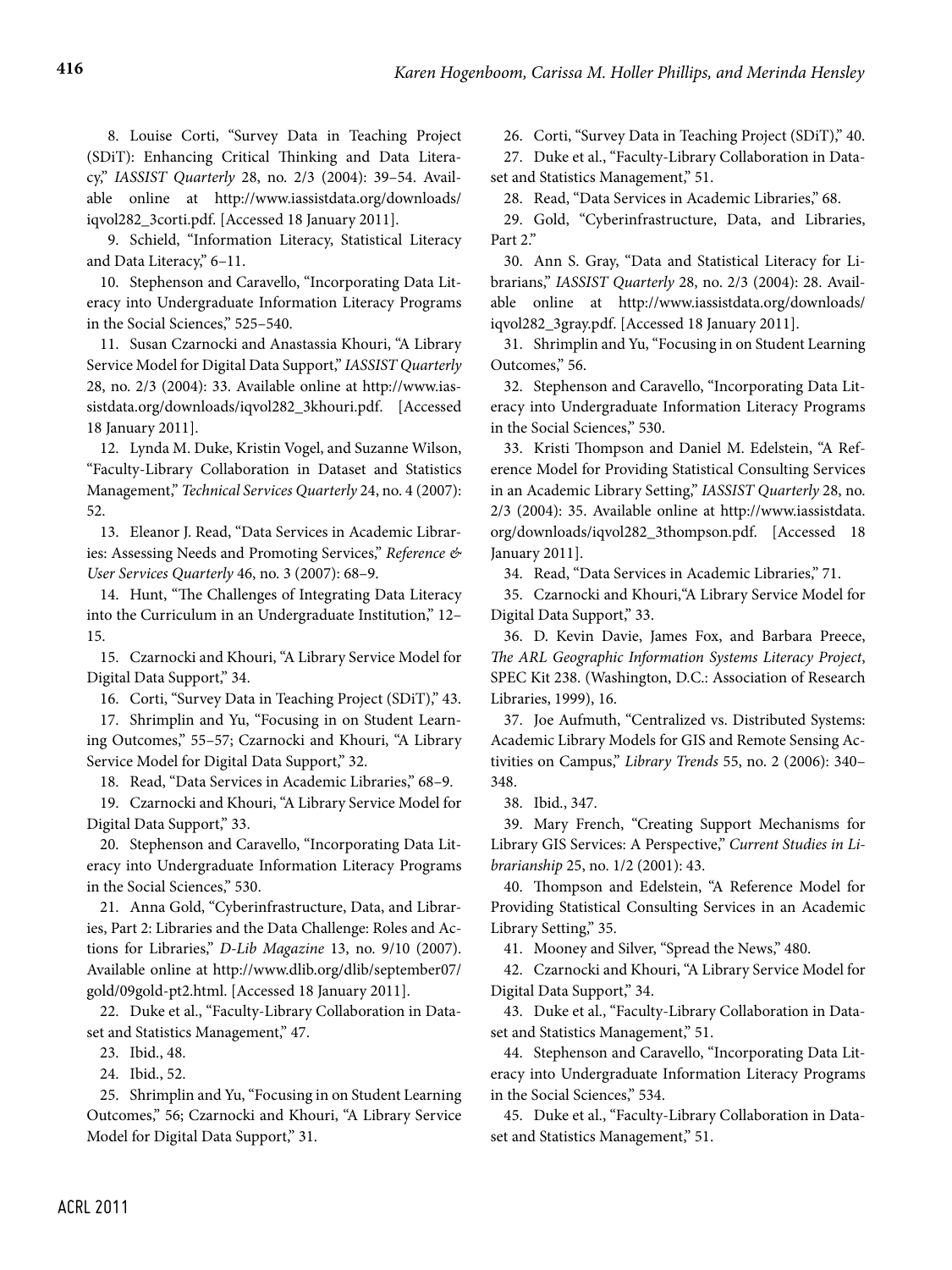8. Louise Corti, "Survey Data in Teaching Project (SDiT): Enhancing Critical Thinking and Data Literacy," *IASSIST Quarterly* 28, no. 2/3 (2004): 39–54. Available online at http://www.iassistdata.org/downloads/iqvol282_3corti.pdf. [Accessed 18 January 2011].

9. Schield, "Information Literacy, Statistical Literacy and Data Literacy," 6–11.

10. Stephenson and Caravello, "Incorporating Data Literacy into Undergraduate Information Literacy Programs in the Social Sciences," 525–540.

11. Susan Czarnocki and Anastassia Khouri, "A Library Service Model for Digital Data Support," *IASSIST Quarterly* 28, no. 2/3 (2004): 33. Available online at http://www.iassistdata.org/downloads/iqvol282_3khouri.pdf. [Accessed 18 January 2011].

12. Lynda M. Duke, Kristin Vogel, and Suzanne Wilson, "Faculty-Library Collaboration in Dataset and Statistics Management," *Technical Services Quarterly* 24, no. 4 (2007): 52.

13. Eleanor J. Read, "Data Services in Academic Libraries: Assessing Needs and Promoting Services," *Reference & User Services Quarterly* 46, no. 3 (2007): 68–9.

14. Hunt, "The Challenges of Integrating Data Literacy into the Curriculum in an Undergraduate Institution," 12–15.

15. Czarnocki and Khouri, "A Library Service Model for Digital Data Support," 34.

16. Corti, "Survey Data in Teaching Project (SDiT)," 43.

17. Shrimplin and Yu, "Focusing in on Student Learning Outcomes," 55–57; Czarnocki and Khouri, "A Library Service Model for Digital Data Support," 32.

18. Read, "Data Services in Academic Libraries," 68–9.

19. Czarnocki and Khouri, "A Library Service Model for Digital Data Support," 33.

20. Stephenson and Caravello, "Incorporating Data Literacy into Undergraduate Information Literacy Programs in the Social Sciences," 530.

21. Anna Gold, "Cyberinfrastructure, Data, and Libraries, Part 2: Libraries and the Data Challenge: Roles and Actions for Libraries," *D-Lib Magazine* 13, no. 9/10 (2007). Available online at http://www.dlib.org/dlib/september07/gold/09gold-pt2.html. [Accessed 18 January 2011].

22. Duke et al., "Faculty-Library Collaboration in Dataset and Statistics Management," 47.

23. Ibid., 48.

24. Ibid., 52.

25. Shrimplin and Yu, "Focusing in on Student Learning Outcomes," 56; Czarnocki and Khouri, "A Library Service Model for Digital Data Support," 31.

26. Corti, "Survey Data in Teaching Project (SDiT)," 40.

27. Duke et al., "Faculty-Library Collaboration in Dataset and Statistics Management," 51.

28. Read, "Data Services in Academic Libraries," 68.

29. Gold, "Cyberinfrastructure, Data, and Libraries, Part 2."

30. Ann S. Gray, "Data and Statistical Literacy for Librarians," *IASSIST Quarterly* 28, no. 2/3 (2004): 28. Available online at http://www.iassistdata.org/downloads/iqvol282_3gray.pdf. [Accessed 18 January 2011].

31. Shrimplin and Yu, "Focusing in on Student Learning Outcomes," 56.

32. Stephenson and Caravello, "Incorporating Data Literacy into Undergraduate Information Literacy Programs in the Social Sciences," 530.

33. Kristi Thompson and Daniel M. Edelstein, "A Reference Model for Providing Statistical Consulting Services in an Academic Library Setting," *IASSIST Quarterly* 28, no. 2/3 (2004): 35. Available online at http://www.iassistdata.org/downloads/iqvol282_3thompson.pdf. [Accessed 18 January 2011].

34. Read, "Data Services in Academic Libraries," 71.

35. Czarnocki and Khouri,"A Library Service Model for Digital Data Support," 33.

36. D. Kevin Davie, James Fox, and Barbara Preece, *The ARL Geographic Information Systems Literacy Project*, SPEC Kit 238. (Washington, D.C.: Association of Research Libraries, 1999), 16.

37. Joe Aufmuth, "Centralized vs. Distributed Systems: Academic Library Models for GIS and Remote Sensing Activities on Campus," *Library Trends* 55, no. 2 (2006): 340–348.

38. Ibid., 347.

39. Mary French, "Creating Support Mechanisms for Library GIS Services: A Perspective," *Current Studies in Librarianship* 25, no. 1/2 (2001): 43.

40. Thompson and Edelstein, "A Reference Model for Providing Statistical Consulting Services in an Academic Library Setting," 35.

41. Mooney and Silver, "Spread the News," 480.

42. Czarnocki and Khouri, "A Library Service Model for Digital Data Support," 34.

43. Duke et al., "Faculty-Library Collaboration in Dataset and Statistics Management," 51.

44. Stephenson and Caravello, "Incorporating Data Literacy into Undergraduate Information Literacy Programs in the Social Sciences," 534.

45. Duke et al., "Faculty-Library Collaboration in Dataset and Statistics Management," 51.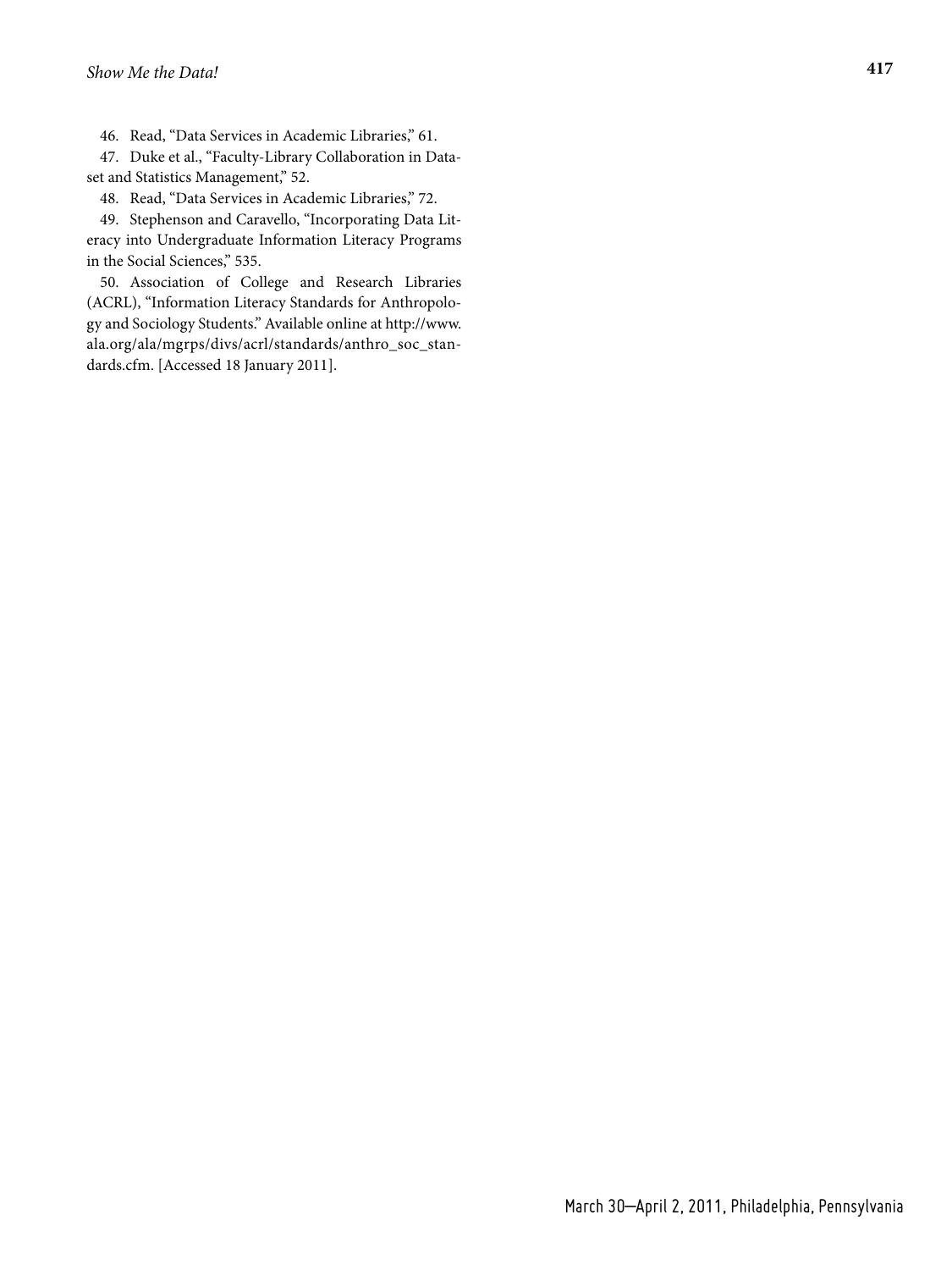46. Read, "Data Services in Academic Libraries," 61.

47. Duke et al., "Faculty-Library Collaboration in Dataset and Statistics Management," 52.

48. Read, "Data Services in Academic Libraries," 72.

49. Stephenson and Caravello, "Incorporating Data Literacy into Undergraduate Information Literacy Programs in the Social Sciences," 535.

50. Association of College and Research Libraries (ACRL), "Information Literacy Standards for Anthropology and Sociology Students." Available online at http://www.ala.org/ala/mgrps/divs/acrl/standards/anthro_soc_standards.cfm. [Accessed 18 January 2011].